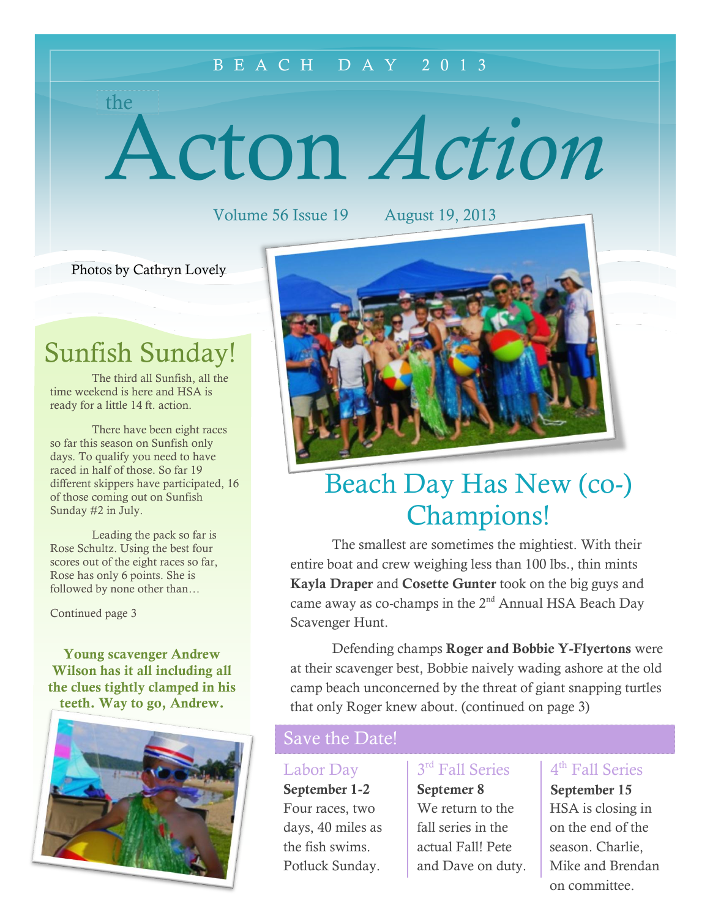BEACH DAY 2013

# the Acton *Action*

Volume 56 Issue 19 August 19, 2013

Photos by Cathryn Lovely

## Sunfish Sunday!

The third all Sunfish, all the time weekend is here and HSA is ready for a little 14 ft. action.

There have been eight races so far this season on Sunfish only days. To qualify you need to have raced in half of those. So far 19 different skippers have participated, 16 of those coming out on Sunfish Sunday #2 in July.

Leading the pack so far is Rose Schultz. Using the best four scores out of the eight races so far, Rose has only 6 points. She is followed by none other than…

Continued page 3

**Young scavenger Andrew Wilson has it all including all the clues tightly clamped in his teeth. Way to go, Andrew.**

## Beach Day Has New (co-) Champions!

The smallest are sometimes the mightiest. With their entire boat and crew weighing less than 100 lbs., thin mints **Kayla Draper** and **Cosette Gunter** took on the big guys and came away as co-champs in the 2nd Annual HSA Beach Day Scavenger Hunt.

Defending champs **Roger and Bobbie Y-Flyertons** were at their scavenger best, Bobbie naively wading ashore at the old camp beach unconcerned by the threat of giant snapping turtles that only Roger knew about. (continued on page 3)

## Save the Date!

### Labor Day

**September 1-2**
Four races, two days, 40 miles as the fish swims. Potluck Sunday.

### 3rd Fall Series

**Septemer 8**
We return to the fall series in the actual Fall! Pete and Dave on duty.

### 4th Fall Series

**September 15**
HSA is closing in on the end of the season. Charlie, Mike and Brendan on committee.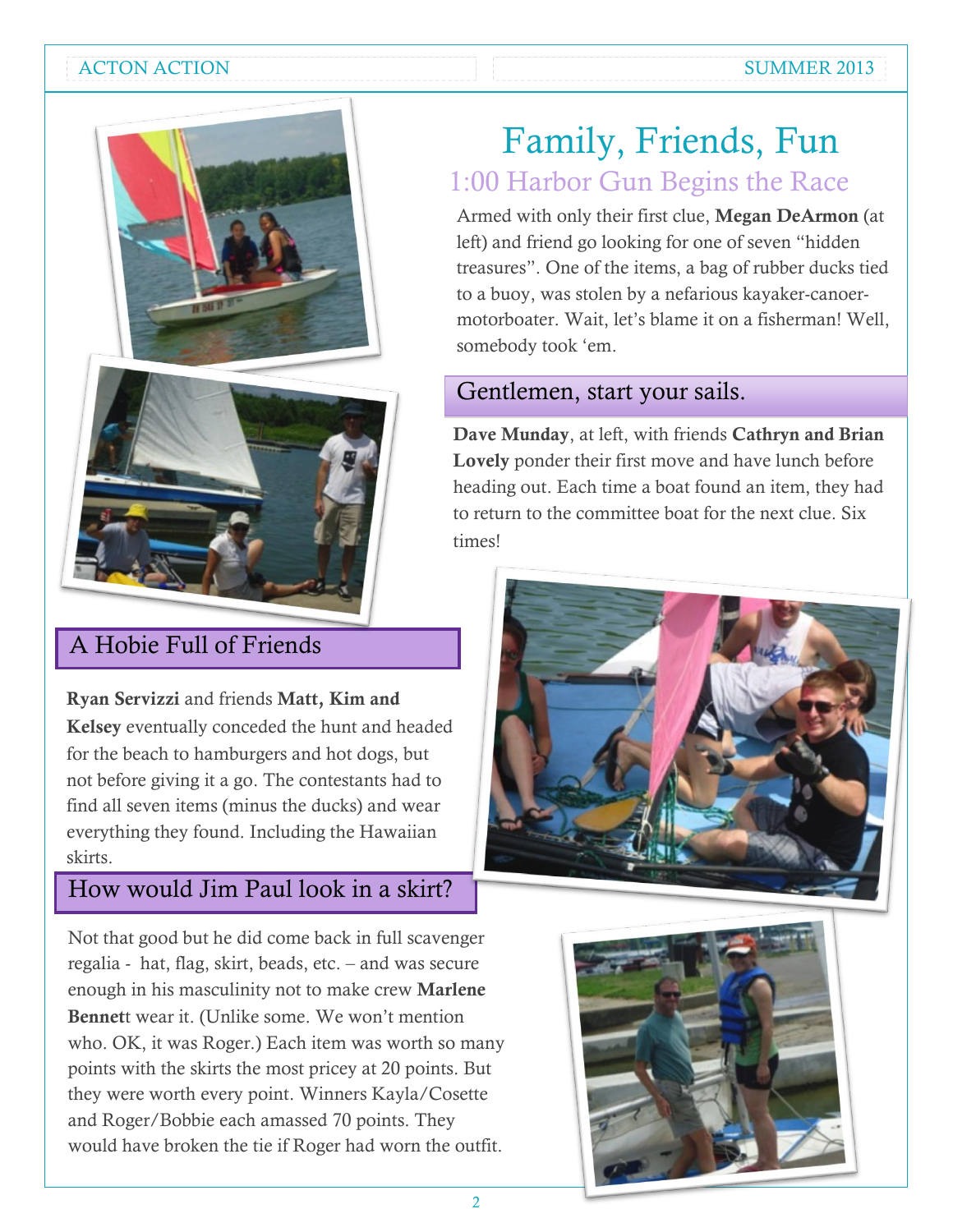# Family, Friends, Fun

## 1:00 Harbor Gun Begins the Race

Armed with only their first clue, **Megan DeArmon** (at left) and friend go looking for one of seven "hidden treasures". One of the items, a bag of rubber ducks tied to a buoy, was stolen by a nefarious kayaker-canoer-motorboater. Wait, let's blame it on a fisherman! Well, somebody took 'em.

## Gentlemen, start your sails.

**Dave Munday**, at left, with friends **Cathryn and Brian Lovely** ponder their first move and have lunch before heading out. Each time a boat found an item, they had to return to the committee boat for the next clue. Six times!

## A Hobie Full of Friends

**Ryan Servizzi** and friends **Matt, Kim and Kelsey** eventually conceded the hunt and headed for the beach to hamburgers and hot dogs, but not before giving it a go. The contestants had to find all seven items (minus the ducks) and wear everything they found. Including the Hawaiian skirts.

## How would Jim Paul look in a skirt?

Not that good but he did come back in full scavenger regalia - hat, flag, skirt, beads, etc. – and was secure enough in his masculinity not to make crew **Marlene Bennet**t wear it. (Unlike some. We won't mention who. OK, it was Roger.) Each item was worth so many points with the skirts the most pricey at 20 points. But they were worth every point. Winners Kayla/Cosette and Roger/Bobbie each amassed 70 points. They would have broken the tie if Roger had worn the outfit.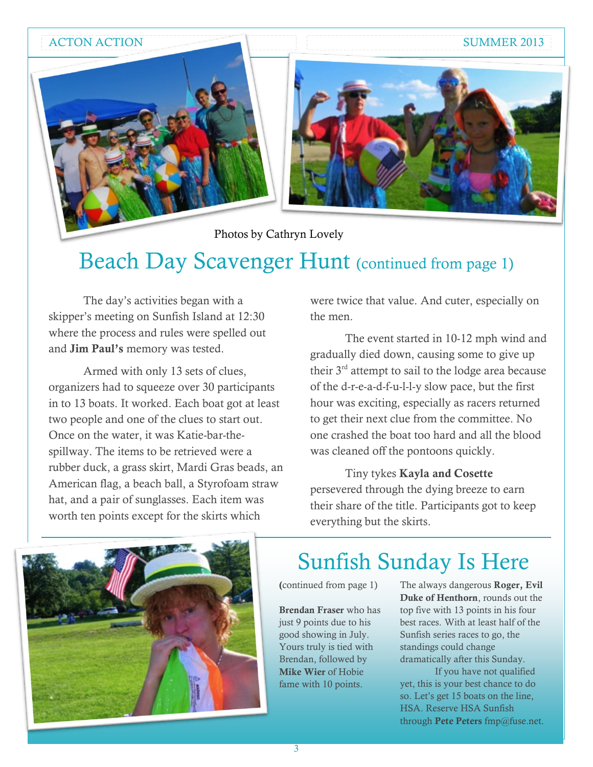Photos by Cathryn Lovely

## Beach Day Scavenger Hunt (continued from page 1)

The day's activities began with a skipper's meeting on Sunfish Island at 12:30 where the process and rules were spelled out and **Jim Paul's** memory was tested.

Armed with only 13 sets of clues, organizers had to squeeze over 30 participants in to 13 boats. It worked. Each boat got at least two people and one of the clues to start out. Once on the water, it was Katie-bar-the-spillway. The items to be retrieved were a rubber duck, a grass skirt, Mardi Gras beads, an American flag, a beach ball, a Styrofoam straw hat, and a pair of sunglasses. Each item was worth ten points except for the skirts which were twice that value. And cuter, especially on the men.

The event started in 10-12 mph wind and gradually died down, causing some to give up their 3rd attempt to sail to the lodge area because of the d-r-e-a-d-f-u-l-l-y slow pace, but the first hour was exciting, especially as racers returned to get their next clue from the committee. No one crashed the boat too hard and all the blood was cleaned off the pontoons quickly.

Tiny tykes **Kayla and Cosette** persevered through the dying breeze to earn their share of the title. Participants got to keep everything but the skirts.

## Sunfish Sunday Is Here

(continued from page 1)

**Brendan Fraser** who has just 9 points due to his good showing in July. Yours truly is tied with Brendan, followed by **Mike Wier** of Hobie fame with 10 points.

The always dangerous **Roger, Evil Duke of Henthorn**, rounds out the top five with 13 points in his four best races. With at least half of the Sunfish series races to go, the standings could change dramatically after this Sunday.

If you have not qualified yet, this is your best chance to do so. Let's get 15 boats on the line, HSA. Reserve HSA Sunfish through **Pete Peters** fmp@fuse.net.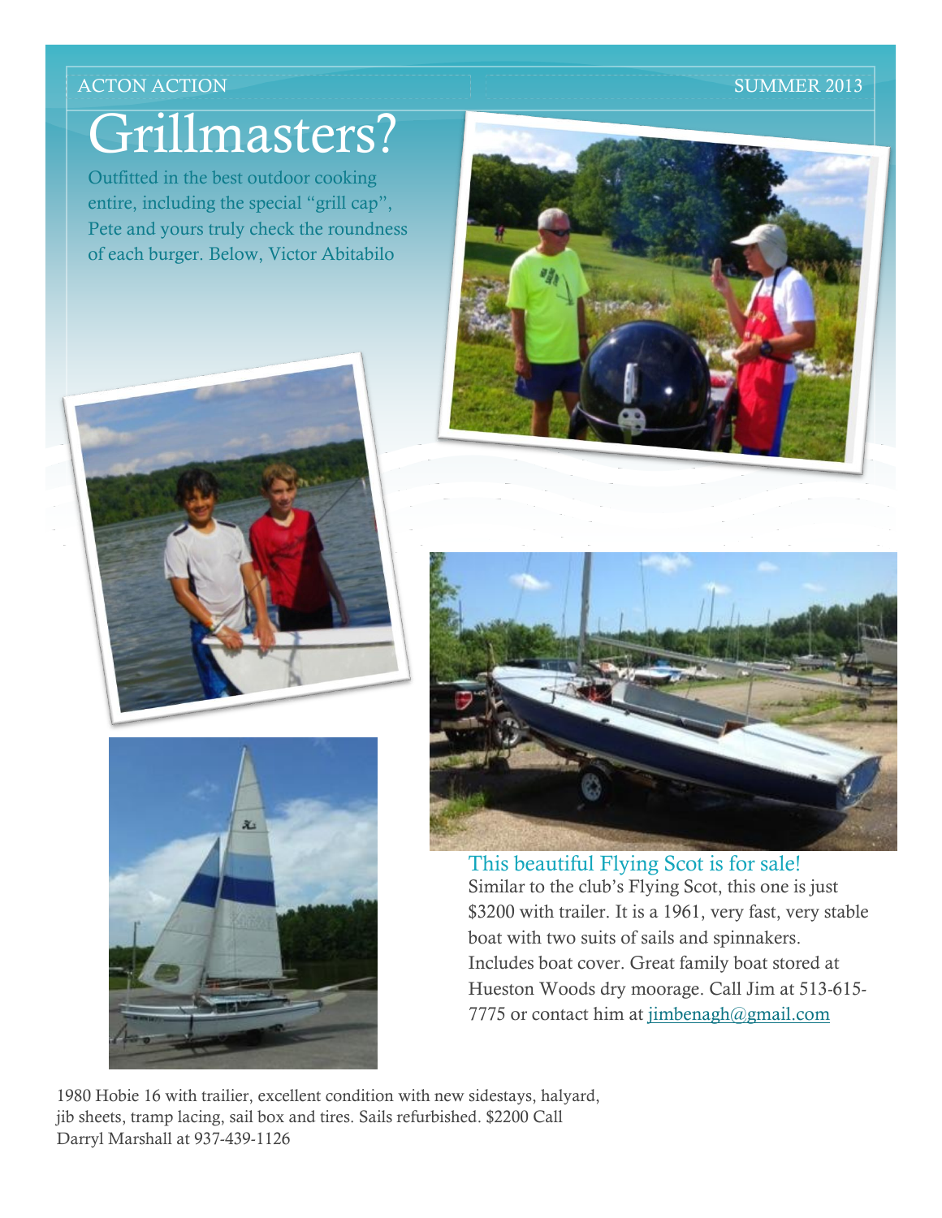# Grillmasters?

Outfitted in the best outdoor cooking entire, including the special "grill cap", Pete and yours truly check the roundness of each burger. Below, Victor Abitabilo

## This beautiful Flying Scot is for sale!

Similar to the club's Flying Scot, this one is just $3200 with trailer. It is a 1961, very fast, very stable boat with two suits of sails and spinnakers. Includes boat cover. Great family boat stored at Hueston Woods dry moorage. Call Jim at 513-615-7775 or contact him at jimbenagh@gmail.com

1980 Hobie 16 with trailier, excellent condition with new sidestays, halyard, jib sheets, tramp lacing, sail box and tires. Sails refurbished. $2200 Call Darryl Marshall at 937-439-1126